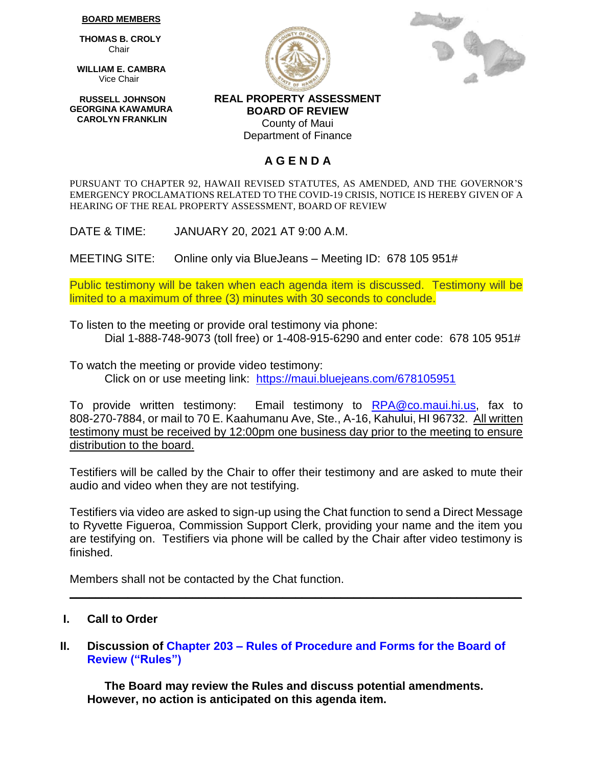**BOARD MEMBERS**

**THOMAS B. CROLY**
Chair

**WILLIAM E. CAMBRA**
Vice Chair

**RUSSELL JOHNSON**
**GEORGINA KAWAMURA**
**CAROLYN FRANKLIN**

**REAL PROPERTY ASSESSMENT**
**BOARD OF REVIEW**
County of Maui
Department of Finance

# A G E N D A

PURSUANT TO CHAPTER 92, HAWAII REVISED STATUTES, AS AMENDED, AND THE GOVERNOR'S EMERGENCY PROCLAMATIONS RELATED TO THE COVID-19 CRISIS, NOTICE IS HEREBY GIVEN OF A HEARING OF THE REAL PROPERTY ASSESSMENT, BOARD OF REVIEW

DATE & TIME: JANUARY 20, 2021 AT 9:00 A.M.

MEETING SITE: Online only via BlueJeans – Meeting ID: 678 105 951#

Public testimony will be taken when each agenda item is discussed. Testimony will be limited to a maximum of three (3) minutes with 30 seconds to conclude.

To listen to the meeting or provide oral testimony via phone:
Dial 1-888-748-9073 (toll free) or 1-408-915-6290 and enter code: 678 105 951#

To watch the meeting or provide video testimony:
Click on or use meeting link: https://maui.bluejeans.com/678105951

To provide written testimony: Email testimony to RPA@co.maui.hi.us, fax to 808-270-7884, or mail to 70 E. Kaahumanu Ave, Ste., A-16, Kahului, HI 96732. All written testimony must be received by 12:00pm one business day prior to the meeting to ensure distribution to the board.

Testifiers will be called by the Chair to offer their testimony and are asked to mute their audio and video when they are not testifying.

Testifiers via video are asked to sign-up using the Chat function to send a Direct Message to Ryvette Figueroa, Commission Support Clerk, providing your name and the item you are testifying on. Testifiers via phone will be called by the Chair after video testimony is finished.

Members shall not be contacted by the Chat function.

---

**I. Call to Order**

**II. Discussion of Chapter 203 – Rules of Procedure and Forms for the Board of Review ("Rules")**

**The Board may review the Rules and discuss potential amendments. However, no action is anticipated on this agenda item.**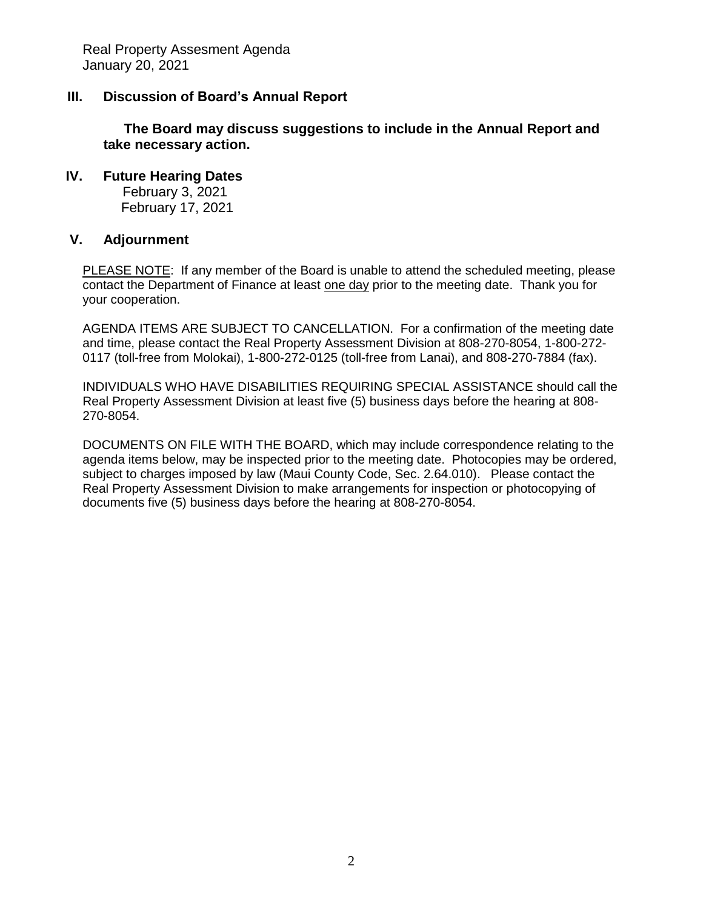## III. Discussion of Board's Annual Report

**The Board may discuss suggestions to include in the Annual Report and take necessary action.**

## IV. Future Hearing Dates

February 3, 2021
February 17, 2021

## V. Adjournment

PLEASE NOTE: If any member of the Board is unable to attend the scheduled meeting, please contact the Department of Finance at least one day prior to the meeting date. Thank you for your cooperation.

AGENDA ITEMS ARE SUBJECT TO CANCELLATION. For a confirmation of the meeting date and time, please contact the Real Property Assessment Division at 808-270-8054, 1-800-272-0117 (toll-free from Molokai), 1-800-272-0125 (toll-free from Lanai), and 808-270-7884 (fax).

INDIVIDUALS WHO HAVE DISABILITIES REQUIRING SPECIAL ASSISTANCE should call the Real Property Assessment Division at least five (5) business days before the hearing at 808-270-8054.

DOCUMENTS ON FILE WITH THE BOARD, which may include correspondence relating to the agenda items below, may be inspected prior to the meeting date. Photocopies may be ordered, subject to charges imposed by law (Maui County Code, Sec. 2.64.010). Please contact the Real Property Assessment Division to make arrangements for inspection or photocopying of documents five (5) business days before the hearing at 808-270-8054.